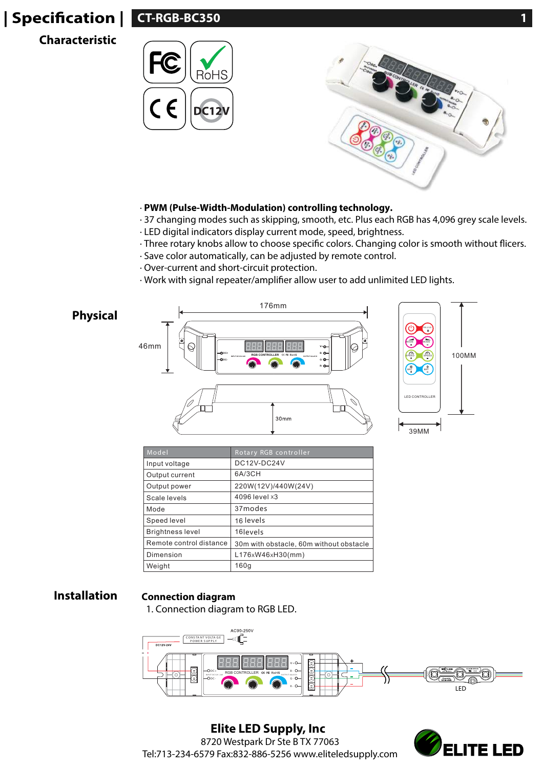# | Specification | CT-RGB-BC350

## Characteristic

· **PWM (Pulse-Width-Modulation) controlling technology.**
· 37 changing modes such as skipping, smooth, etc. Plus each RGB has 4,096 grey scale levels.
· LED digital indicators display current mode, speed, brightness.
· Three rotary knobs allow to choose specific colors. Changing color is smooth without flicers.
· Save color automatically, can be adjusted by remote control.
· Over-current and short-circuit protection.
· Work with signal repeater/amplifier allow user to add unlimited LED lights.

## Physical

176mm
46mm
30mm
100MM
39MM

| Model | Rotary RGB controller |
|---|---|
| Input voltage | DC12V-DC24V |
| Output current | 6A/3CH |
| Output power | 220W(12V)/440W(24V) |
| Scale levels | 4096 level ×3 |
| Mode | 37modes |
| Speed level | 16 levels |
| Brightness level | 16levels |
| Remote control distance | 30m with obstacle, 60m without obstacle |
| Dimension | L176xW46xH30(mm) |
| Weight | 160g |

## Installation

### Connection diagram

1. Connection diagram to RGB LED.

AC90-250V
CONSTANT VOLTAGE POWER SUPPLY
DC12V-24V
LED

**Elite LED Supply, Inc**
8720 Westpark Dr Ste B TX 77063
Tel:713-234-6579 Fax:832-886-5256 www.eliteledsupply.com

ELITE LED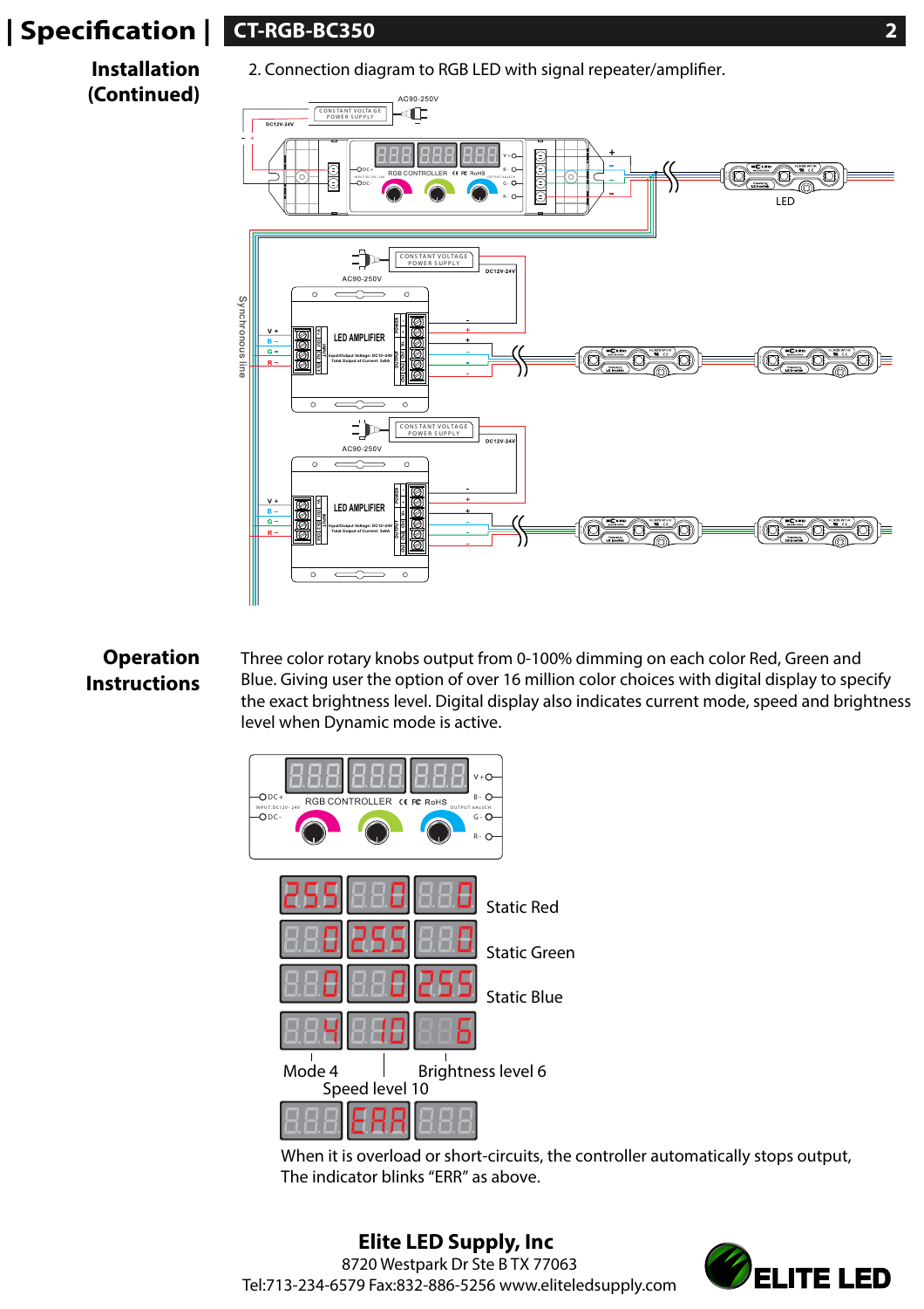# Specification | CT-RGB-BC350

## Installation (Continued)

2. Connection diagram to RGB LED with signal repeater/amplifier.

## Operation Instructions

Three color rotary knobs output from 0-100% dimming on each color Red, Green and Blue. Giving user the option of over 16 million color choices with digital display to specify the exact brightness level. Digital display also indicates current mode, speed and brightness level when Dynamic mode is active.

Static Red

Static Green

Static Blue

Mode 4

Speed level 10

Brightness level 6

When it is overload or short-circuits, the controller automatically stops output, The indicator blinks "ERR" as above.

**Elite LED Supply, Inc**
8720 Westpark Dr Ste B TX 77063
Tel:713-234-6579 Fax:832-886-5256 www.eliteledsupply.com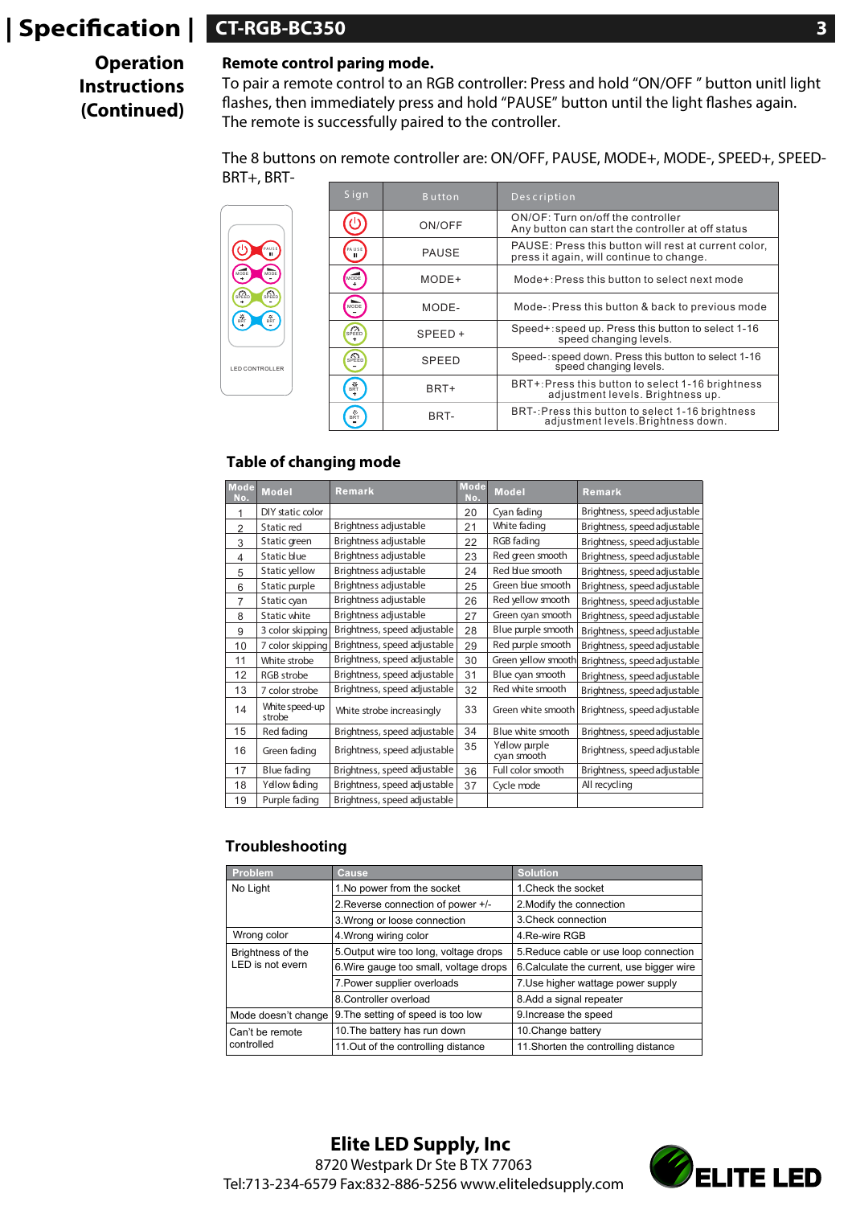# | Specification | CT-RGB-BC350

## Operation Instructions (Continued)

**Remote control paring mode.**

To pair a remote control to an RGB controller: Press and hold "ON/OFF " button unitl light flashes, then immediately press and hold "PAUSE" button until the light flashes again. The remote is successfully paired to the controller.

The 8 buttons on remote controller are: ON/OFF, PAUSE, MODE+, MODE-, SPEED+, SPEED-BRT+, BRT-

LED CONTROLLER

| Sign | Button | Description |
|---|---|---|
| | ON/OFF | ON/OF: Turn on/off the controller<br>Any button can start the controller at off status |
| | PAUSE | PAUSE: Press this button will rest at current color, press it again, will continue to change. |
| | MODE+ | Mode+:Press this button to select next mode |
| | MODE- | Mode-:Press this button & back to previous mode |
| | SPEED + | Speed+:speed up. Press this button to select 1-16 speed changing levels. |
| | SPEED | Speed-:speed down. Press this button to select 1-16 speed changing levels. |
| | BRT+ | BRT+:Press this button to select 1-16 brightness adjustment levels. Brightness up. |
| | BRT- | BRT-:Press this button to select 1-16 brightness adjustment levels.Brightness down. |

### Table of changing mode

| Mode No. | Model | Remark | Mode No. | Model | Remark |
|---|---|---|---|---|---|
| 1 | DIY static color | | 20 | Cyan fading | Brightness, speed adjustable |
| 2 | Static red | Brightness adjustable | 21 | White fading | Brightness, speed adjustable |
| 3 | Static green | Brightness adjustable | 22 | RGB fading | Brightness, speed adjustable |
| 4 | Static blue | Brightness adjustable | 23 | Red green smooth | Brightness, speed adjustable |
| 5 | Static yellow | Brightness adjustable | 24 | Red blue smooth | Brightness, speed adjustable |
| 6 | Static purple | Brightness adjustable | 25 | Green blue smooth | Brightness, speed adjustable |
| 7 | Static cyan | Brightness adjustable | 26 | Red yellow smooth | Brightness, speed adjustable |
| 8 | Static white | Brightness adjustable | 27 | Green cyan smooth | Brightness, speed adjustable |
| 9 | 3 color skipping | Brightness, speed adjustable | 28 | Blue purple smooth | Brightness, speed adjustable |
| 10 | 7 color skipping | Brightness, speed adjustable | 29 | Red purple smooth | Brightness, speed adjustable |
| 11 | White strobe | Brightness, speed adjustable | 30 | Green yellow smooth | Brightness, speed adjustable |
| 12 | RGB strobe | Brightness, speed adjustable | 31 | Blue cyan smooth | Brightness, speed adjustable |
| 13 | 7 color strobe | Brightness, speed adjustable | 32 | Red white smooth | Brightness, speed adjustable |
| 14 | White speed-up strobe | White strobe increasingly | 33 | Green white smooth | Brightness, speed adjustable |
| 15 | Red fading | Brightness, speed adjustable | 34 | Blue white smooth | Brightness, speed adjustable |
| 16 | Green fading | Brightness, speed adjustable | 35 | Yellow purple cyan smooth | Brightness, speed adjustable |
| 17 | Blue fading | Brightness, speed adjustable | 36 | Full color smooth | Brightness, speed adjustable |
| 18 | Yellow fading | Brightness, speed adjustable | 37 | Cycle mode | All recycling |
| 19 | Purple fading | Brightness, speed adjustable | | | |

### Troubleshooting

| Problem | Cause | Solution |
|---|---|---|
| No Light | 1.No power from the socket | 1.Check the socket |
| | 2.Reverse connection of power +/- | 2.Modify the connection |
| | 3.Wrong or loose connection | 3.Check connection |
| Wrong color | 4.Wrong wiring color | 4.Re-wire RGB |
| Brightness of the LED is not evern | 5.Output wire too long, voltage drops | 5.Reduce cable or use loop connection |
| | 6.Wire gauge too small, voltage drops | 6.Calculate the current, use bigger wire |
| | 7.Power supplier overloads | 7.Use higher wattage power supply |
| | 8.Controller overload | 8.Add a signal repeater |
| Mode doesn't change | 9.The setting of speed is too low | 9.Increase the speed |
| Can't be remote controlled | 10.The battery has run down | 10.Change battery |
| | 11.Out of the controlling distance | 11.Shorten the controlling distance |

**Elite LED Supply, Inc**
8720 Westpark Dr Ste B TX 77063
Tel:713-234-6579 Fax:832-886-5256 www.eliteledsupply.com

ELITE LED